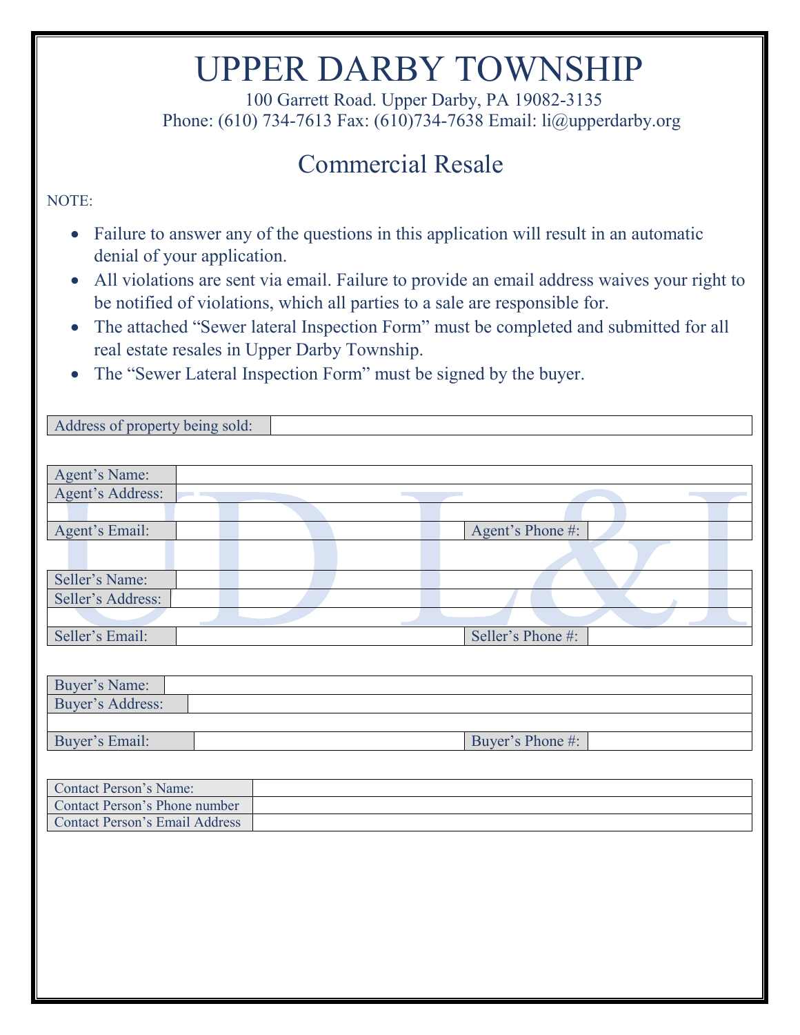# UPPER DARBY TOWNSHIP

100 Garrett Road. Upper Darby, PA 19082-3135
Phone: (610) 734-7613 Fax: (610)734-7638 Email: li@upperdarby.org

## Commercial Resale

NOTE:

- Failure to answer any of the questions in this application will result in an automatic denial of your application.
- All violations are sent via email. Failure to provide an email address waives your right to be notified of violations, which all parties to a sale are responsible for.
- The attached "Sewer lateral Inspection Form" must be completed and submitted for all real estate resales in Upper Darby Township.
- The "Sewer Lateral Inspection Form" must be signed by the buyer.

| Address of property being sold: | |
|---|---|

| Agent's Name: | | | |
|---|---|---|---|
| Agent's Address: | | | |
| | | | |
| Agent's Email: | | Agent's Phone #: | |

| Seller's Name: | | | |
|---|---|---|---|
| Seller's Address: | | | |
| | | | |
| Seller's Email: | | Seller's Phone #: | |

| Buyer's Name: | | | |
|---|---|---|---|
| Buyer's Address: | | | |
| | | | |
| Buyer's Email: | | Buyer's Phone #: | |

| Contact Person's Name: | |
|---|---|
| Contact Person's Phone number | |
| Contact Person's Email Address | |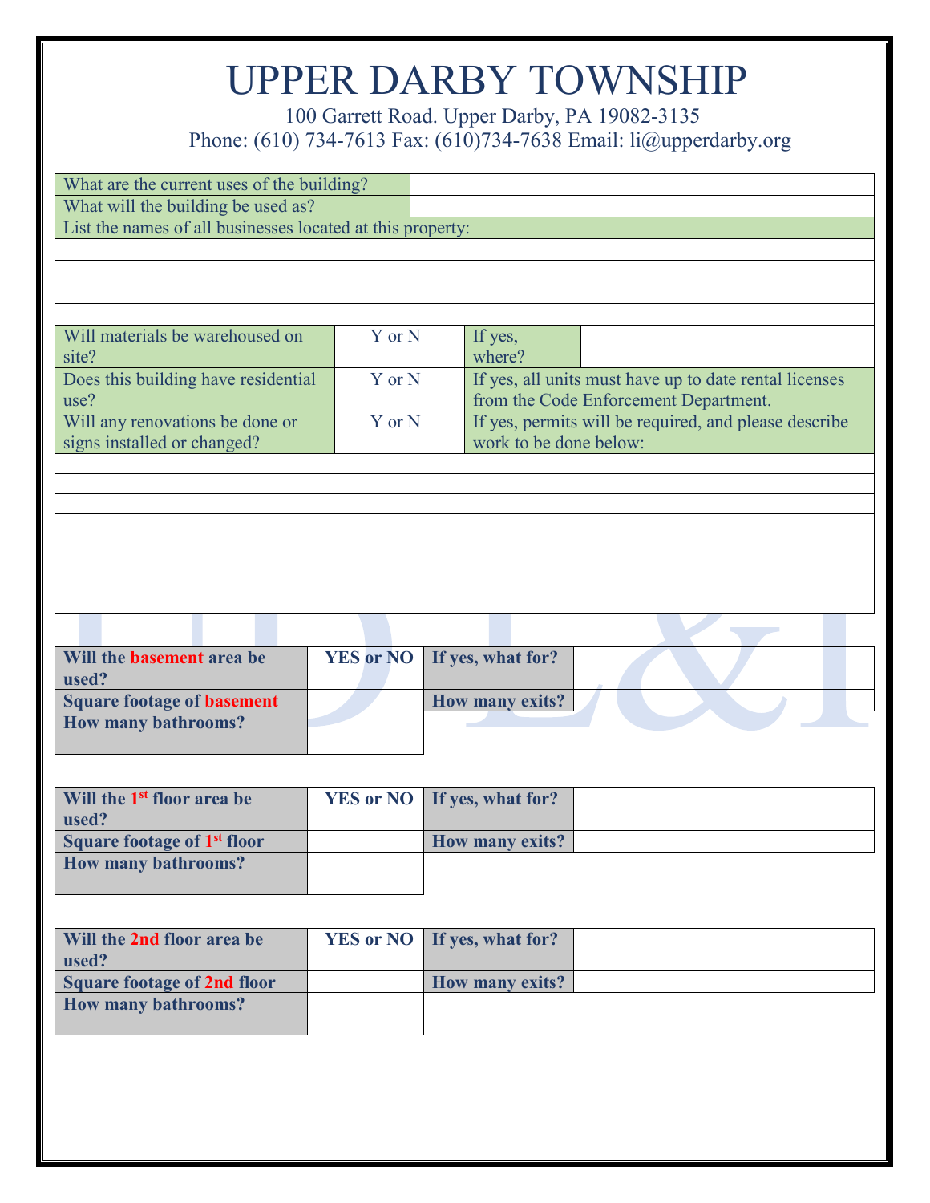# UPPER DARBY TOWNSHIP

100 Garrett Road. Upper Darby, PA 19082-3135
Phone: (610) 734-7613 Fax: (610)734-7638 Email: li@upperdarby.org

| What are the current uses of the building? | |
|---|---|
| What will the building be used as? | |

List the names of all businesses located at this property:

| |
|---|
| |
| |
| |
| |

| Will materials be warehoused on site? | Y or N | If yes, where? | |
|---|---|---|---|
| Does this building have residential use? | Y or N | If yes, all units must have up to date rental licenses from the Code Enforcement Department. | |
| Will any renovations be done or signs installed or changed? | Y or N | If yes, permits will be required, and please describe work to be done below: | |

| |
|---|
| |
| |
| |
| |
| |
| |
| |
| |

| **Will the basement area be used?** | **YES or NO** | **If yes, what for?** | |
|---|---|---|---|
| **Square footage of basement** | | **How many exits?** | |
| **How many bathrooms?** | | | |

| **Will the 1st floor area be used?** | **YES or NO** | **If yes, what for?** | |
|---|---|---|---|
| **Square footage of 1st floor** | | **How many exits?** | |
| **How many bathrooms?** | | | |

| **Will the 2nd floor area be used?** | **YES or NO** | **If yes, what for?** | |
|---|---|---|---|
| **Square footage of 2nd floor** | | **How many exits?** | |
| **How many bathrooms?** | | | |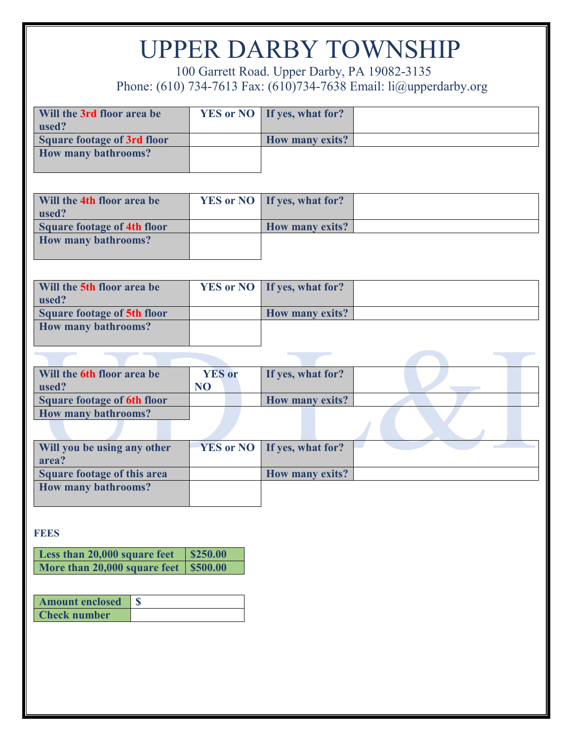# UPPER DARBY TOWNSHIP

100 Garrett Road. Upper Darby, PA 19082-3135
Phone: (610) 734-7613 Fax: (610)734-7638 Email: li@upperdarby.org

| Will the 3rd floor area be used? | YES or NO | If yes, what for? | |
|---|---|---|---|
| Square footage of 3rd floor | | How many exits? | |
| How many bathrooms? | | | |

| Will the 4th floor area be used? | YES or NO | If yes, what for? | |
|---|---|---|---|
| Square footage of 4th floor | | How many exits? | |
| How many bathrooms? | | | |

| Will the 5th floor area be used? | YES or NO | If yes, what for? | |
|---|---|---|---|
| Square footage of 5th floor | | How many exits? | |
| How many bathrooms? | | | |

| Will the 6th floor area be used? | YES or NO | If yes, what for? | |
|---|---|---|---|
| Square footage of 6th floor | | How many exits? | |
| How many bathrooms? | | | |

| Will you be using any other area? | YES or NO | If yes, what for? | |
|---|---|---|---|
| Square footage of this area | | How many exits? | |
| How many bathrooms? | | | |

**FEES**

| Less than 20,000 square feet | $250.00 |
|---|---|
| More than 20,000 square feet | $500.00 |

| Amount enclosed | $ |
|---|---|
| Check number | |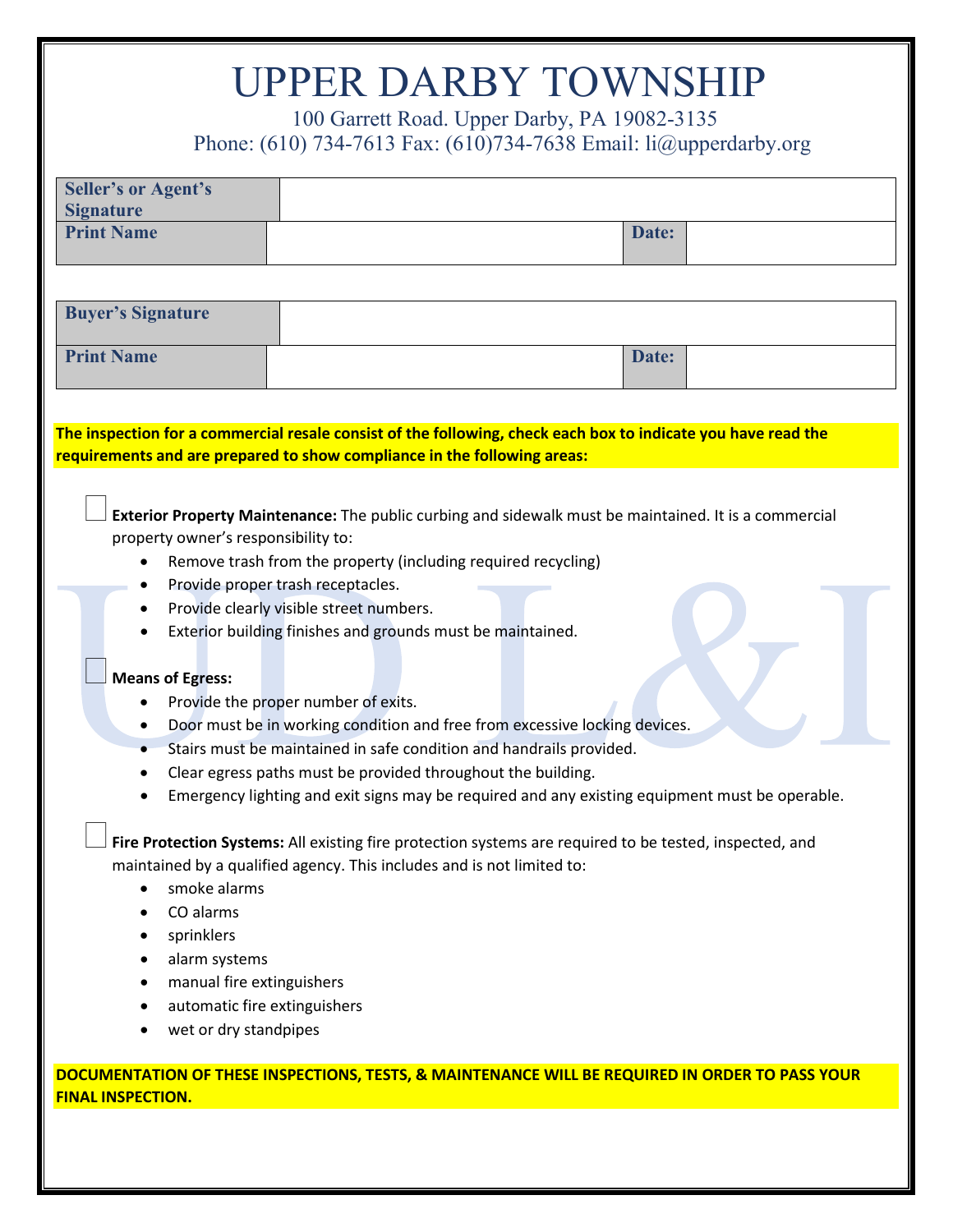# UPPER DARBY TOWNSHIP

100 Garrett Road. Upper Darby, PA 19082-3135
Phone: (610) 734-7613 Fax: (610)734-7638 Email: li@upperdarby.org

| **Seller's or Agent's Signature** | | | |
|---|---|---|---|
| **Print Name** | | **Date:** | |

| **Buyer's Signature** | | | |
|---|---|---|---|
| **Print Name** | | **Date:** | |

**The inspection for a commercial resale consist of the following, check each box to indicate you have read the requirements and are prepared to show compliance in the following areas:**

☐ **Exterior Property Maintenance:** The public curbing and sidewalk must be maintained. It is a commercial property owner's responsibility to:

- Remove trash from the property (including required recycling)
- Provide proper trash receptacles.
- Provide clearly visible street numbers.
- Exterior building finishes and grounds must be maintained.

☐ **Means of Egress:**

- Provide the proper number of exits.
- Door must be in working condition and free from excessive locking devices.
- Stairs must be maintained in safe condition and handrails provided.
- Clear egress paths must be provided throughout the building.
- Emergency lighting and exit signs may be required and any existing equipment must be operable.

☐ **Fire Protection Systems:** All existing fire protection systems are required to be tested, inspected, and maintained by a qualified agency. This includes and is not limited to:

- smoke alarms
- CO alarms
- sprinklers
- alarm systems
- manual fire extinguishers
- automatic fire extinguishers
- wet or dry standpipes

**DOCUMENTATION OF THESE INSPECTIONS, TESTS, & MAINTENANCE WILL BE REQUIRED IN ORDER TO PASS YOUR FINAL INSPECTION.**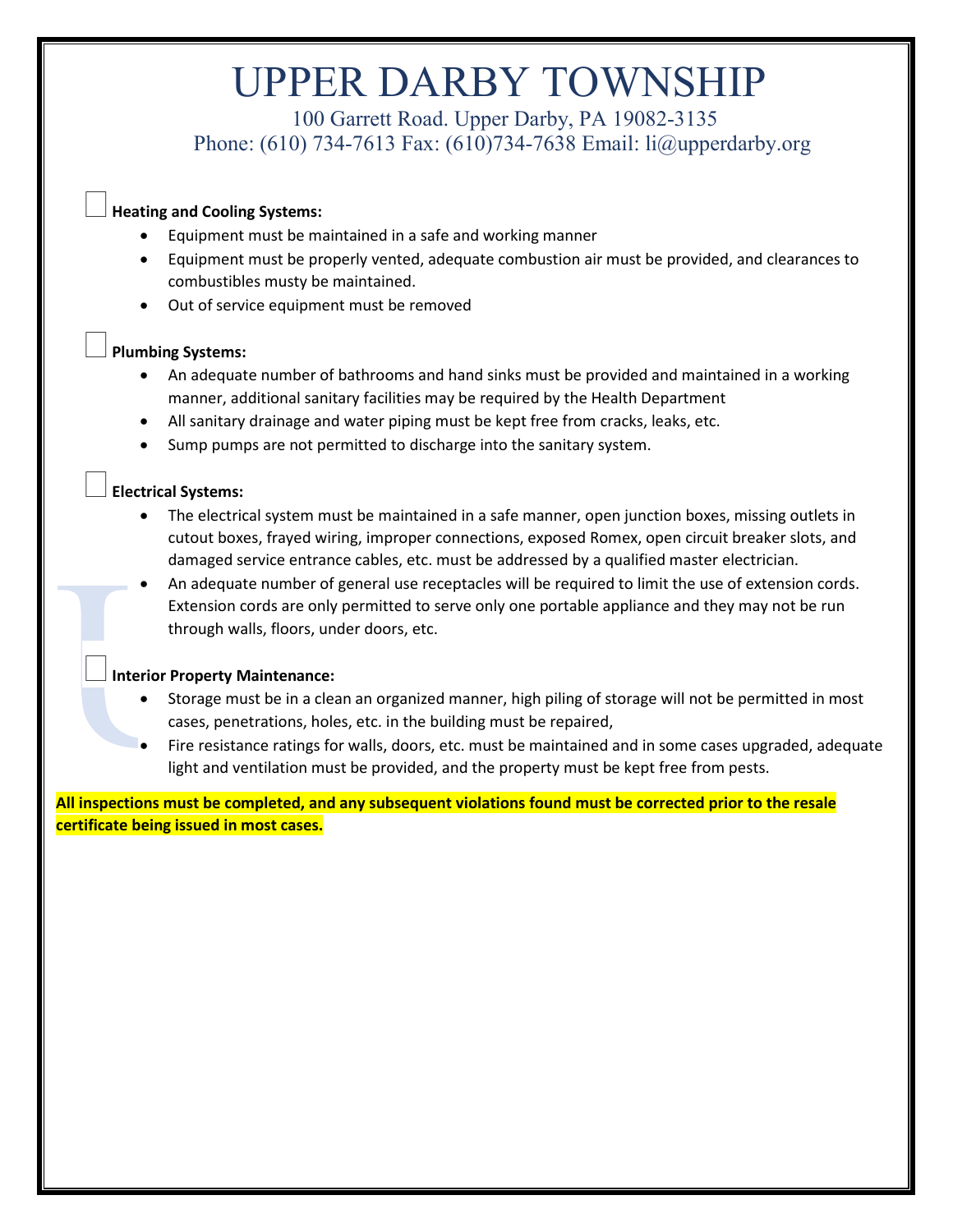# UPPER DARBY TOWNSHIP

100 Garrett Road. Upper Darby, PA 19082-3135
Phone: (610) 734-7613 Fax: (610)734-7638 Email: li@upperdarby.org

☐ **Heating and Cooling Systems:**

- Equipment must be maintained in a safe and working manner
- Equipment must be properly vented, adequate combustion air must be provided, and clearances to combustibles musty be maintained.
- Out of service equipment must be removed

☐ **Plumbing Systems:**

- An adequate number of bathrooms and hand sinks must be provided and maintained in a working manner, additional sanitary facilities may be required by the Health Department
- All sanitary drainage and water piping must be kept free from cracks, leaks, etc.
- Sump pumps are not permitted to discharge into the sanitary system.

☐ **Electrical Systems:**

- The electrical system must be maintained in a safe manner, open junction boxes, missing outlets in cutout boxes, frayed wiring, improper connections, exposed Romex, open circuit breaker slots, and damaged service entrance cables, etc. must be addressed by a qualified master electrician.
- An adequate number of general use receptacles will be required to limit the use of extension cords. Extension cords are only permitted to serve only one portable appliance and they may not be run through walls, floors, under doors, etc.

☐ **Interior Property Maintenance:**

- Storage must be in a clean an organized manner, high piling of storage will not be permitted in most cases, penetrations, holes, etc. in the building must be repaired,
- Fire resistance ratings for walls, doors, etc. must be maintained and in some cases upgraded, adequate light and ventilation must be provided, and the property must be kept free from pests.

**All inspections must be completed, and any subsequent violations found must be corrected prior to the resale certificate being issued in most cases.**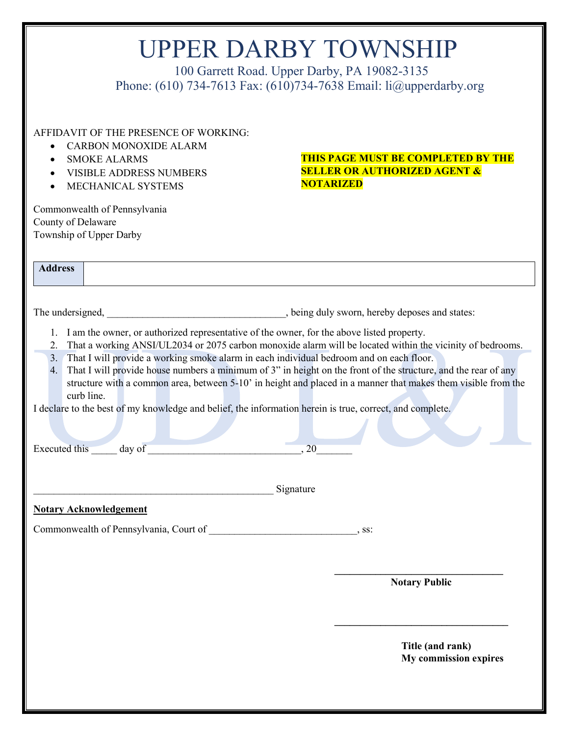# UPPER DARBY TOWNSHIP

100 Garrett Road. Upper Darby, PA 19082-3135
Phone: (610) 734-7613 Fax: (610)734-7638 Email: li@upperdarby.org

AFFIDAVIT OF THE PRESENCE OF WORKING:

- CARBON MONOXIDE ALARM
- SMOKE ALARMS
- VISIBLE ADDRESS NUMBERS
- MECHANICAL SYSTEMS

**THIS PAGE MUST BE COMPLETED BY THE SELLER OR AUTHORIZED AGENT & NOTARIZED**

Commonwealth of Pennsylvania
County of Delaware
Township of Upper Darby

| **Address** | |
|---|---|

The undersigned, ___________________________________, being duly sworn, hereby deposes and states:

1. I am the owner, or authorized representative of the owner, for the above listed property.
2. That a working ANSI/UL2034 or 2075 carbon monoxide alarm will be located within the vicinity of bedrooms.
3. That I will provide a working smoke alarm in each individual bedroom and on each floor.
4. That I will provide house numbers a minimum of 3" in height on the front of the structure, and the rear of any structure with a common area, between 5-10' in height and placed in a manner that makes them visible from the curb line.

I declare to the best of my knowledge and belief, the information herein is true, correct, and complete.

Executed this _____ day of ______________________________, 20_______

________________________________________________ Signature

**Notary Acknowledgement**

Commonwealth of Pennsylvania, Court of _____________________________, ss:

__________________________________
**Notary Public**

__________________________________
**Title (and rank)**
**My commission expires**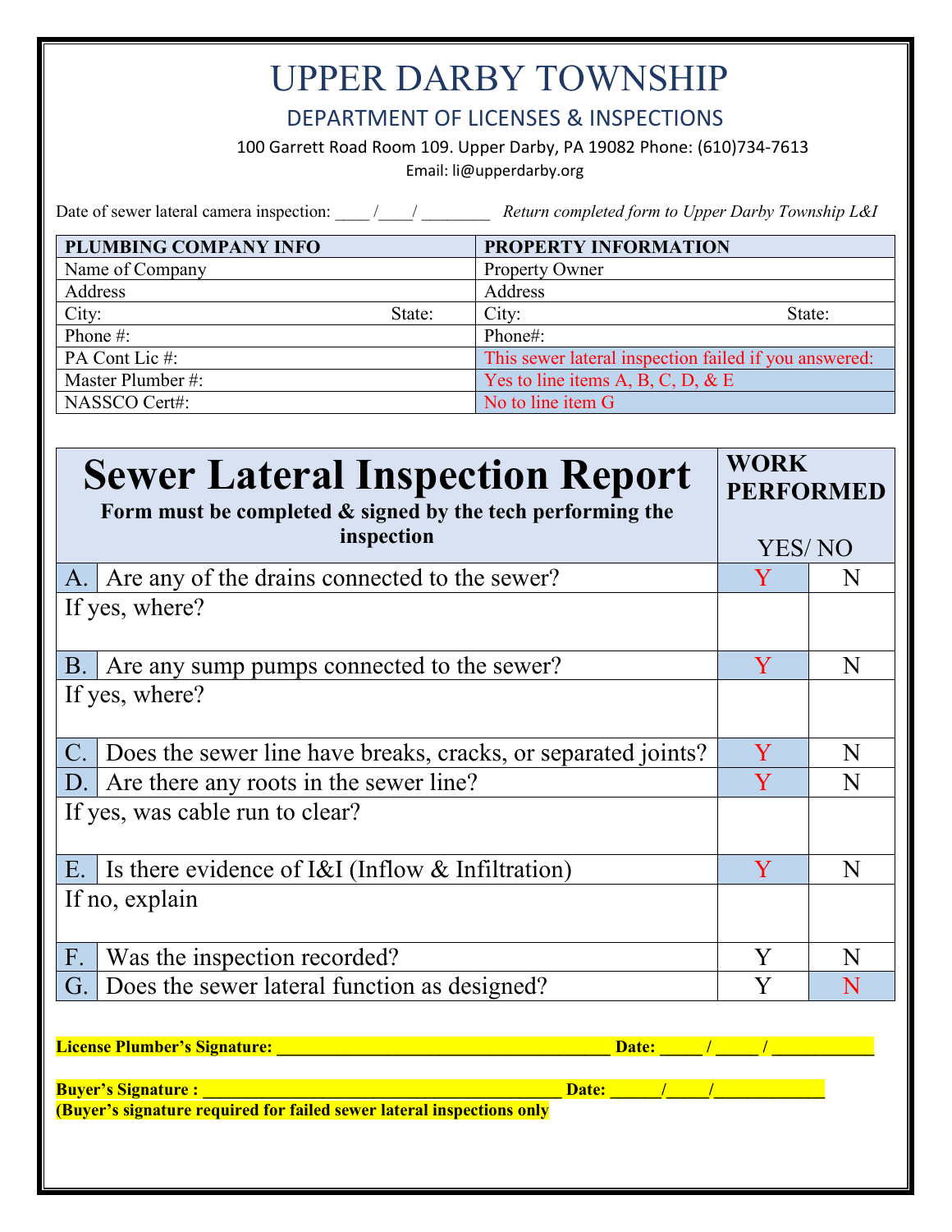# UPPER DARBY TOWNSHIP

## DEPARTMENT OF LICENSES & INSPECTIONS

100 Garrett Road Room 109. Upper Darby, PA 19082 Phone: (610)734-7613

Email: li@upperdarby.org

Date of sewer lateral camera inspection: ____ /____/ ________ *Return completed form to Upper Darby Township L&I*

| PLUMBING COMPANY INFO | | PROPERTY INFORMATION | |
|---|---|---|---|
| Name of Company | | Property Owner | |
| Address | | Address | |
| City: | State: | City: | State: |
| Phone #: | | Phone#: | |
| PA Cont Lic #: | | This sewer lateral inspection failed if you answered: | |
| Master Plumber #: | | Yes to line items A, B, C, D, & E | |
| NASSCO Cert#: | | No to line item G | |

| **Sewer Lateral Inspection Report** — **Form must be completed & signed by the tech performing the inspection** | **WORK PERFORMED** YES/ NO | |
|---|---|---|
| A. Are any of the drains connected to the sewer? | Y | N |
| If yes, where? | | |
| B. Are any sump pumps connected to the sewer? | Y | N |
| If yes, where? | | |
| C. Does the sewer line have breaks, cracks, or separated joints? | Y | N |
| D. Are there any roots in the sewer line? | Y | N |
| If yes, was cable run to clear? | | |
| E. Is there evidence of I&I (Inflow & Infiltration) | Y | N |
| If no, explain | | |
| F. Was the inspection recorded? | Y | N |
| G. Does the sewer lateral function as designed? | Y | N |

**License Plumber's Signature: ______________________________________ Date: _____ / _____ / ____________**

**Buyer's Signature : ________________________________________ Date: ______/_____/_____________**

**(Buyer's signature required for failed sewer lateral inspections only**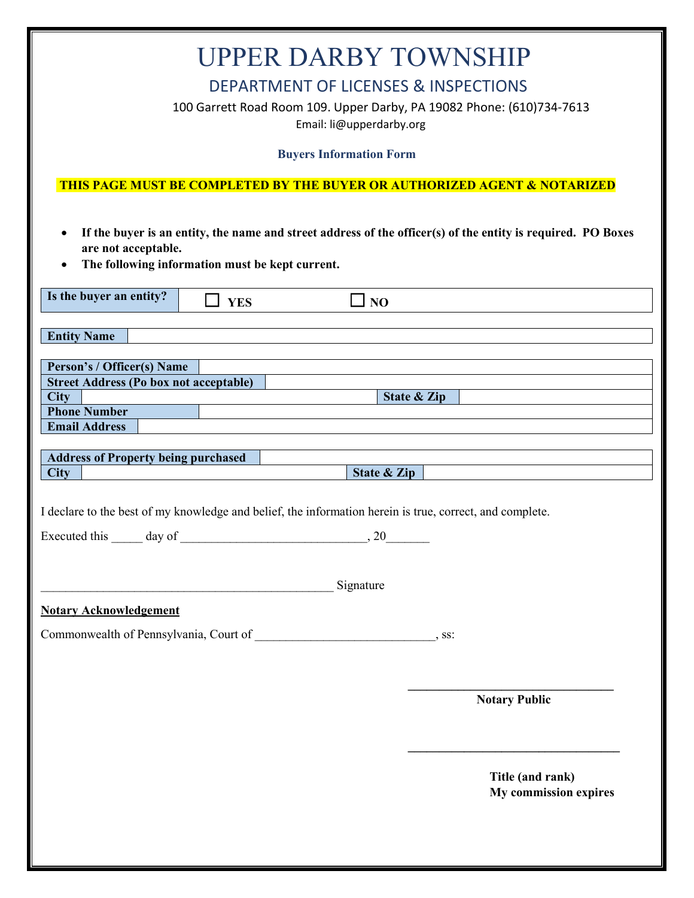# UPPER DARBY TOWNSHIP

## DEPARTMENT OF LICENSES & INSPECTIONS

100 Garrett Road Room 109. Upper Darby, PA 19082 Phone: (610)734-7613

Email: li@upperdarby.org

**Buyers Information Form**

**THIS PAGE MUST BE COMPLETED BY THE BUYER OR AUTHORIZED AGENT & NOTARIZED**

- **If the buyer is an entity, the name and street address of the officer(s) of the entity is required. PO Boxes are not acceptable.**
- **The following information must be kept current.**

| **Is the buyer an entity?** | ☐ **YES** | ☐ **NO** |
|---|---|---|

| **Entity Name** | |
|---|---|

| **Person's / Officer(s) Name** | | | |
|---|---|---|---|
| **Street Address (Po box not acceptable)** | | | |
| **City** | | **State & Zip** | |
| **Phone Number** | | | |
| **Email Address** | | | |

| **Address of Property being purchased** | | | |
|---|---|---|---|
| **City** | | **State & Zip** | |

I declare to the best of my knowledge and belief, the information herein is true, correct, and complete.

Executed this _____ day of ______________________________, 20_______

_______________________________________________ Signature

**Notary Acknowledgement**

Commonwealth of Pennsylvania, Court of _____________________________, ss:

_________________________________

**Notary Public**

_________________________________

**Title (and rank)**

**My commission expires**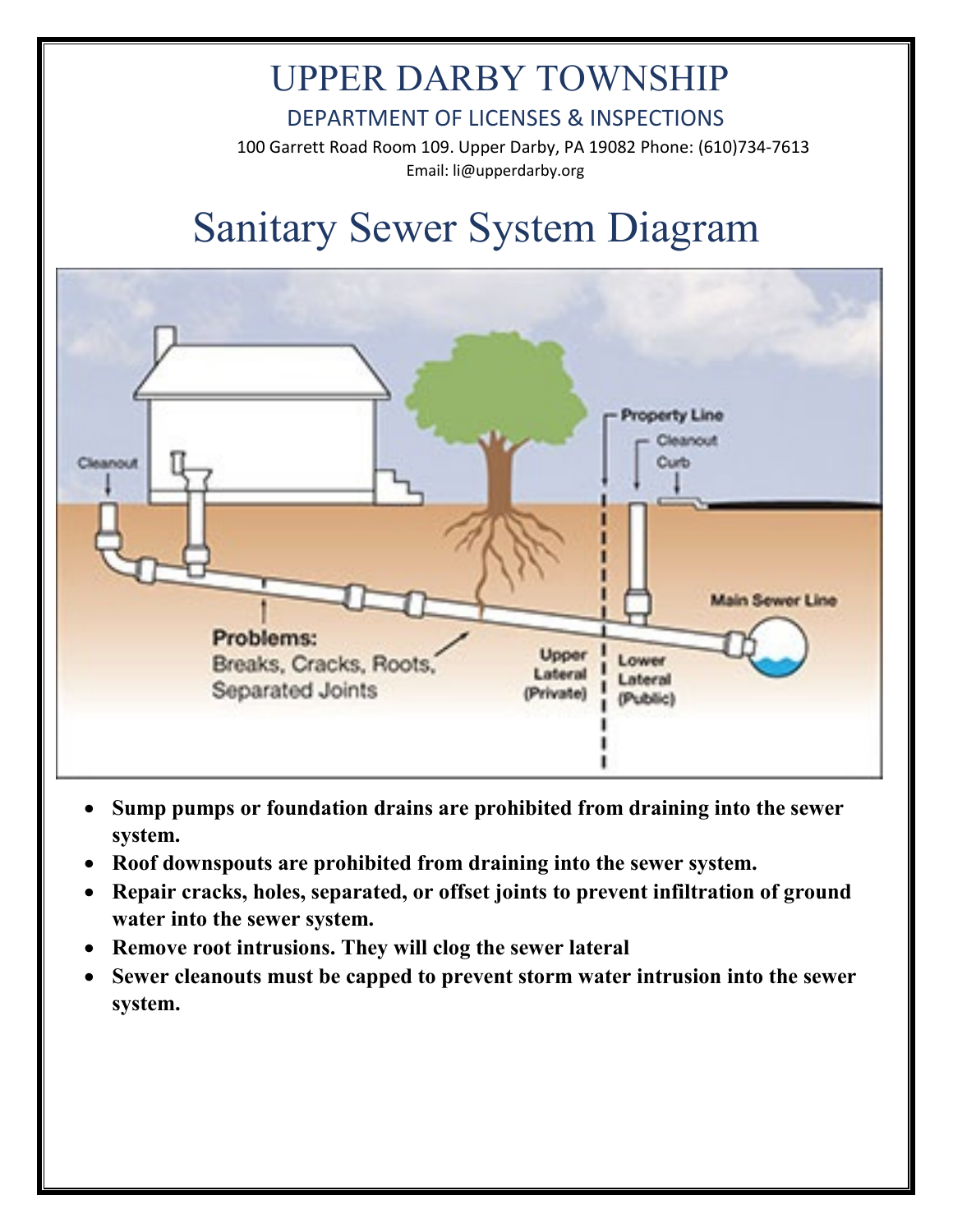# UPPER DARBY TOWNSHIP

## DEPARTMENT OF LICENSES & INSPECTIONS

100 Garrett Road Room 109. Upper Darby, PA 19082 Phone: (610)734-7613

Email: li@upperdarby.org

# Sanitary Sewer System Diagram

Cleanout

Property Line

Cleanout

Curb

Main Sewer Line

Problems:
Breaks, Cracks, Roots,
Separated Joints

Upper Lateral (Private)

Lower Lateral (Public)

- **Sump pumps or foundation drains are prohibited from draining into the sewer system.**
- **Roof downspouts are prohibited from draining into the sewer system.**
- **Repair cracks, holes, separated, or offset joints to prevent infiltration of ground water into the sewer system.**
- **Remove root intrusions. They will clog the sewer lateral**
- **Sewer cleanouts must be capped to prevent storm water intrusion into the sewer system.**